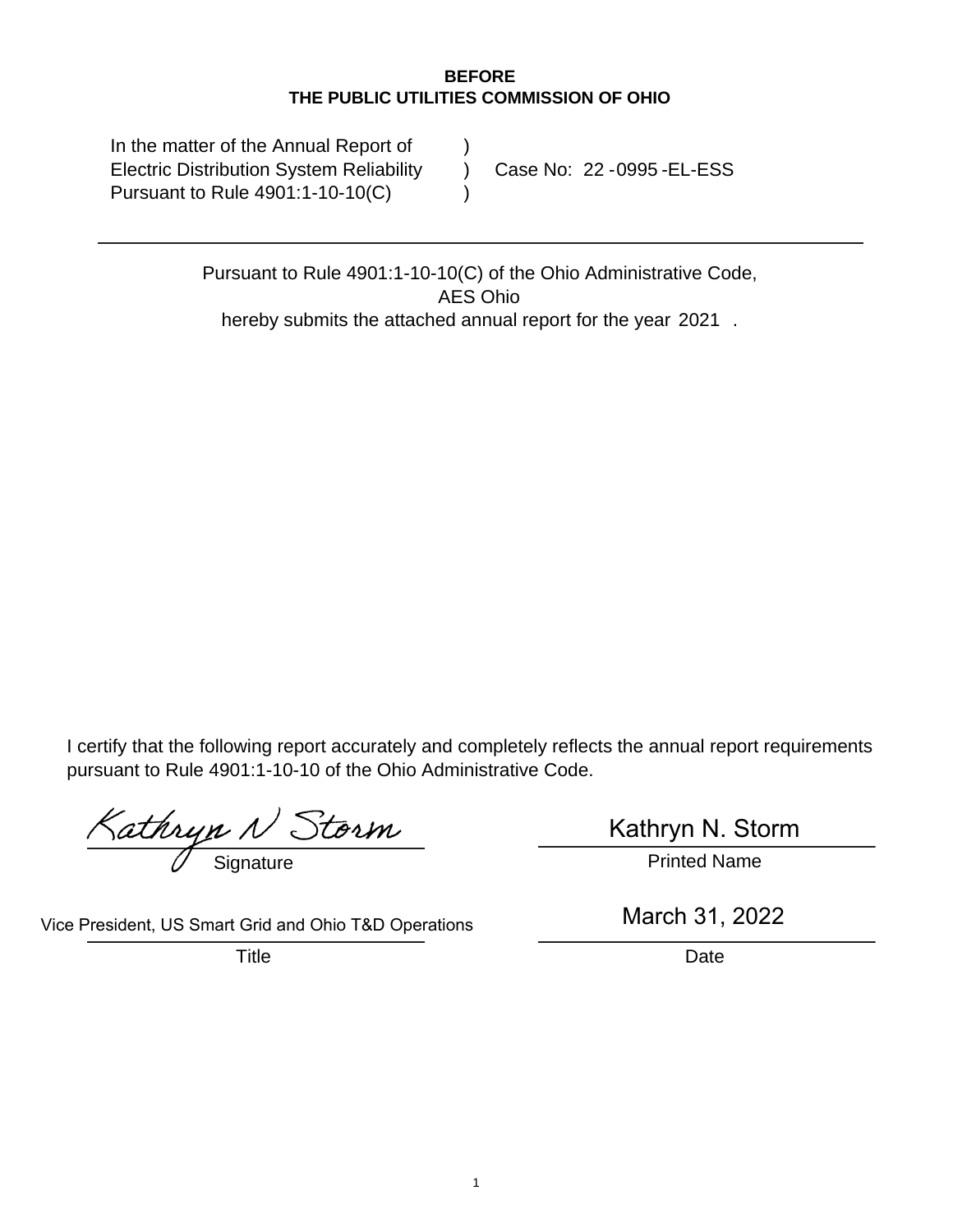**BEFORE**
**THE PUBLIC UTILITIES COMMISSION OF OHIO**

| | | |
|---|---|---|
| In the matter of the Annual Report of | ) | |
| Electric Distribution System Reliability | ) | Case No: 22 -0995 -EL-ESS |
| Pursuant to Rule 4901:1-10-10(C) | ) | |

---

Pursuant to Rule 4901:1-10-10(C) of the Ohio Administrative Code,
AES Ohio
hereby submits the attached annual report for the year 2021 .

I certify that the following report accurately and completely reflects the annual report requirements pursuant to Rule 4901:1-10-10 of the Ohio Administrative Code.

| | |
|---|---|
| *Kathryn N Storm* | Kathryn N. Storm |
| Signature | Printed Name |
| Vice President, US Smart Grid and Ohio T&D Operations | March 31, 2022 |
| Title | Date |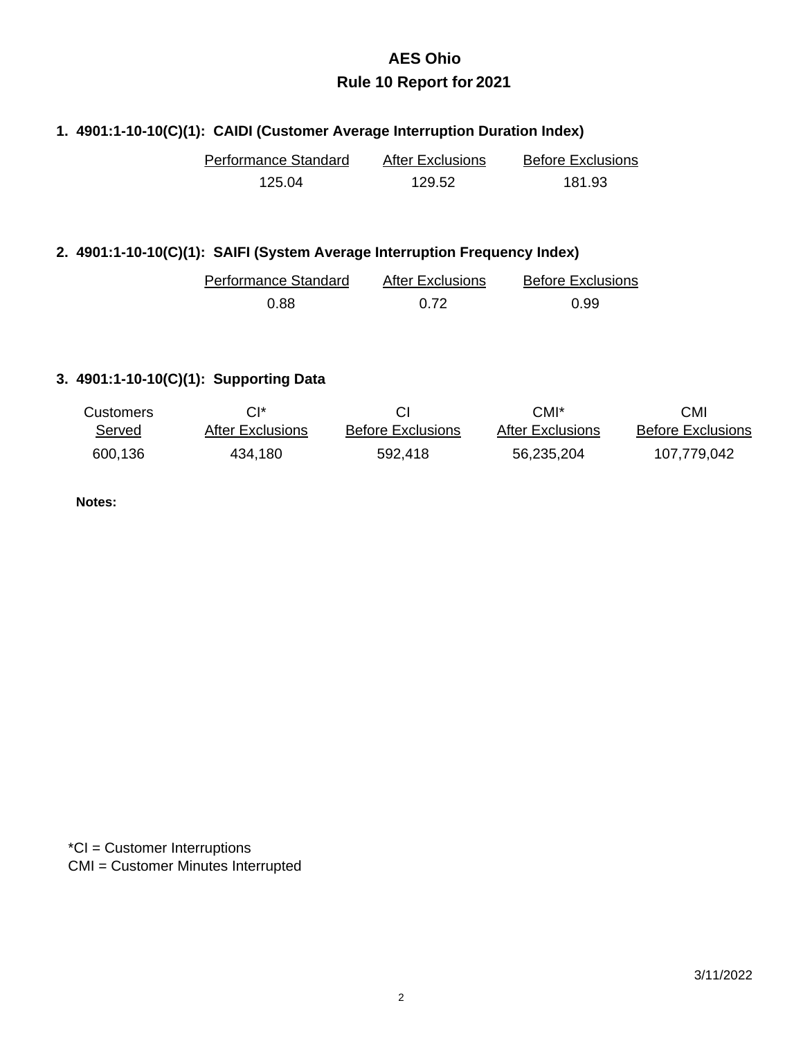# AES Ohio
## Rule 10 Report for 2021

### 1. 4901:1-10-10(C)(1): CAIDI (Customer Average Interruption Duration Index)

| Performance Standard | After Exclusions | Before Exclusions |
|---|---|---|
| 125.04 | 129.52 | 181.93 |

### 2. 4901:1-10-10(C)(1): SAIFI (System Average Interruption Frequency Index)

| Performance Standard | After Exclusions | Before Exclusions |
|---|---|---|
| 0.88 | 0.72 | 0.99 |

### 3. 4901:1-10-10(C)(1): Supporting Data

| Customers Served | CI* After Exclusions | CI Before Exclusions | CMI* After Exclusions | CMI Before Exclusions |
|---|---|---|---|---|
| 600,136 | 434,180 | 592,418 | 56,235,204 | 107,779,042 |

**Notes:**

*CI = Customer Interruptions
CMI = Customer Minutes Interrupted

3/11/2022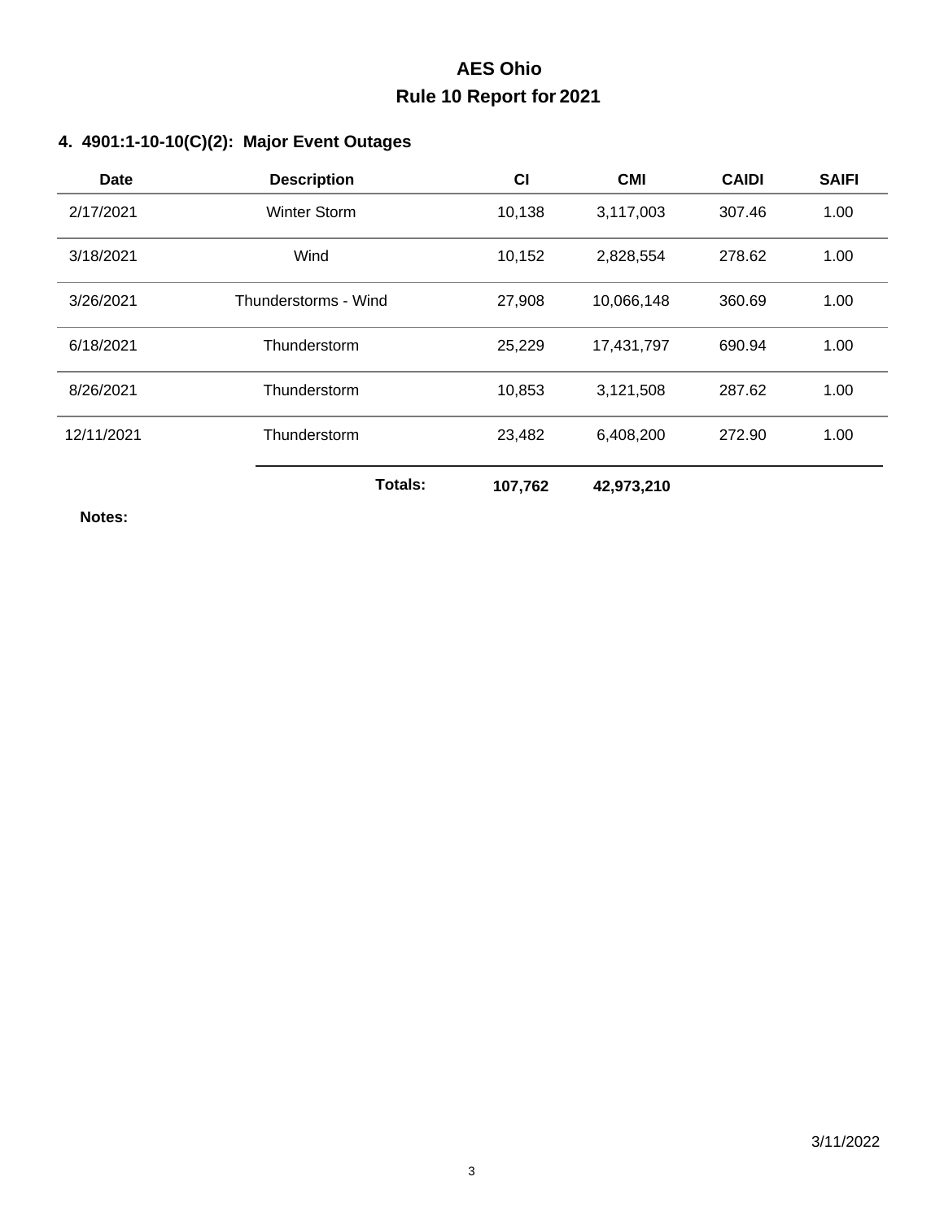# AES Ohio

## Rule 10 Report for 2021

### 4. 4901:1-10-10(C)(2): Major Event Outages

| Date | Description | CI | CMI | CAIDI | SAIFI |
|---|---|---|---|---|---|
| 2/17/2021 | Winter Storm | 10,138 | 3,117,003 | 307.46 | 1.00 |
| 3/18/2021 | Wind | 10,152 | 2,828,554 | 278.62 | 1.00 |
| 3/26/2021 | Thunderstorms - Wind | 27,908 | 10,066,148 | 360.69 | 1.00 |
| 6/18/2021 | Thunderstorm | 25,229 | 17,431,797 | 690.94 | 1.00 |
| 8/26/2021 | Thunderstorm | 10,853 | 3,121,508 | 287.62 | 1.00 |
| 12/11/2021 | Thunderstorm | 23,482 | 6,408,200 | 272.90 | 1.00 |
| | **Totals:** | **107,762** | **42,973,210** | | |

**Notes:**

3/11/2022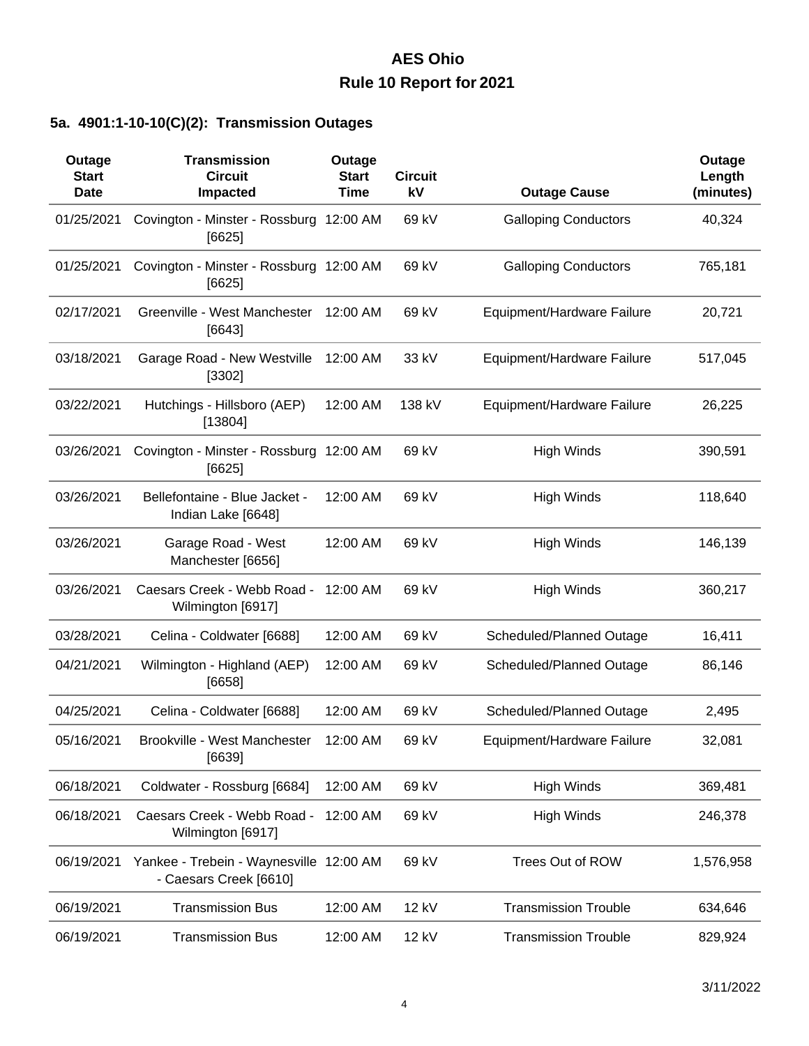# AES Ohio

## Rule 10 Report for 2021

### 5a. 4901:1-10-10(C)(2): Transmission Outages

| Outage Start Date | Transmission Circuit Impacted | Outage Start Time | Circuit kV | Outage Cause | Outage Length (minutes) |
|---|---|---|---|---|---|
| 01/25/2021 | Covington - Minster - Rossburg [6625] | 12:00 AM | 69 kV | Galloping Conductors | 40,324 |
| 01/25/2021 | Covington - Minster - Rossburg [6625] | 12:00 AM | 69 kV | Galloping Conductors | 765,181 |
| 02/17/2021 | Greenville - West Manchester [6643] | 12:00 AM | 69 kV | Equipment/Hardware Failure | 20,721 |
| 03/18/2021 | Garage Road - New Westville [3302] | 12:00 AM | 33 kV | Equipment/Hardware Failure | 517,045 |
| 03/22/2021 | Hutchings - Hillsboro (AEP) [13804] | 12:00 AM | 138 kV | Equipment/Hardware Failure | 26,225 |
| 03/26/2021 | Covington - Minster - Rossburg [6625] | 12:00 AM | 69 kV | High Winds | 390,591 |
| 03/26/2021 | Bellefontaine - Blue Jacket - Indian Lake [6648] | 12:00 AM | 69 kV | High Winds | 118,640 |
| 03/26/2021 | Garage Road - West Manchester [6656] | 12:00 AM | 69 kV | High Winds | 146,139 |
| 03/26/2021 | Caesars Creek - Webb Road - Wilmington [6917] | 12:00 AM | 69 kV | High Winds | 360,217 |
| 03/28/2021 | Celina - Coldwater [6688] | 12:00 AM | 69 kV | Scheduled/Planned Outage | 16,411 |
| 04/21/2021 | Wilmington - Highland (AEP) [6658] | 12:00 AM | 69 kV | Scheduled/Planned Outage | 86,146 |
| 04/25/2021 | Celina - Coldwater [6688] | 12:00 AM | 69 kV | Scheduled/Planned Outage | 2,495 |
| 05/16/2021 | Brookville - West Manchester [6639] | 12:00 AM | 69 kV | Equipment/Hardware Failure | 32,081 |
| 06/18/2021 | Coldwater - Rossburg [6684] | 12:00 AM | 69 kV | High Winds | 369,481 |
| 06/18/2021 | Caesars Creek - Webb Road - Wilmington [6917] | 12:00 AM | 69 kV | High Winds | 246,378 |
| 06/19/2021 | Yankee - Trebein - Waynesville - Caesars Creek [6610] | 12:00 AM | 69 kV | Trees Out of ROW | 1,576,958 |
| 06/19/2021 | Transmission Bus | 12:00 AM | 12 kV | Transmission Trouble | 634,646 |
| 06/19/2021 | Transmission Bus | 12:00 AM | 12 kV | Transmission Trouble | 829,924 |

3/11/2022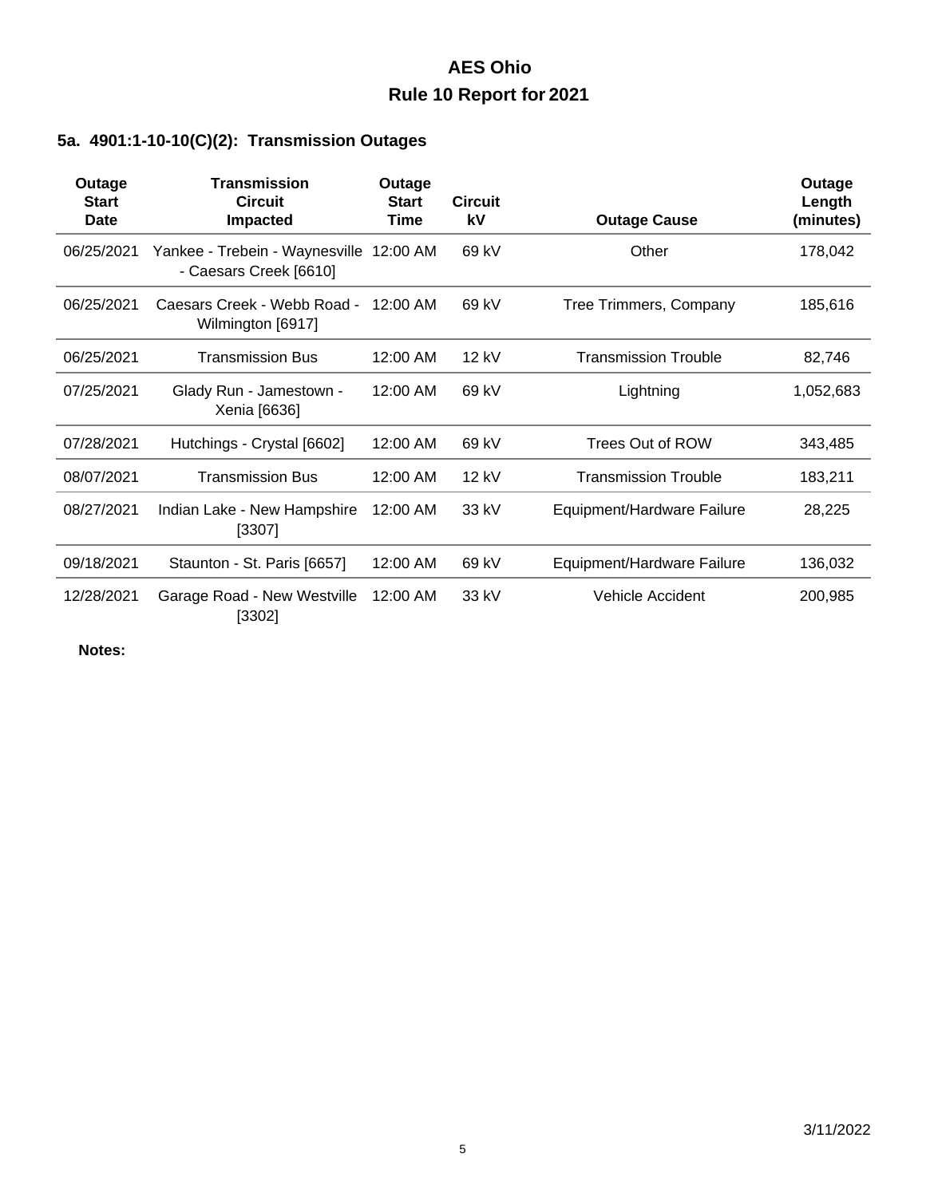# AES Ohio

## Rule 10 Report for 2021

### 5a. 4901:1-10-10(C)(2): Transmission Outages

| Outage Start Date | Transmission Circuit Impacted | Outage Start Time | Circuit kV | Outage Cause | Outage Length (minutes) |
|---|---|---|---|---|---|
| 06/25/2021 | Yankee - Trebein - Waynesville - Caesars Creek [6610] | 12:00 AM | 69 kV | Other | 178,042 |
| 06/25/2021 | Caesars Creek - Webb Road - Wilmington [6917] | 12:00 AM | 69 kV | Tree Trimmers, Company | 185,616 |
| 06/25/2021 | Transmission Bus | 12:00 AM | 12 kV | Transmission Trouble | 82,746 |
| 07/25/2021 | Glady Run - Jamestown - Xenia [6636] | 12:00 AM | 69 kV | Lightning | 1,052,683 |
| 07/28/2021 | Hutchings - Crystal [6602] | 12:00 AM | 69 kV | Trees Out of ROW | 343,485 |
| 08/07/2021 | Transmission Bus | 12:00 AM | 12 kV | Transmission Trouble | 183,211 |
| 08/27/2021 | Indian Lake - New Hampshire [3307] | 12:00 AM | 33 kV | Equipment/Hardware Failure | 28,225 |
| 09/18/2021 | Staunton - St. Paris [6657] | 12:00 AM | 69 kV | Equipment/Hardware Failure | 136,032 |
| 12/28/2021 | Garage Road - New Westville [3302] | 12:00 AM | 33 kV | Vehicle Accident | 200,985 |

**Notes:**

3/11/2022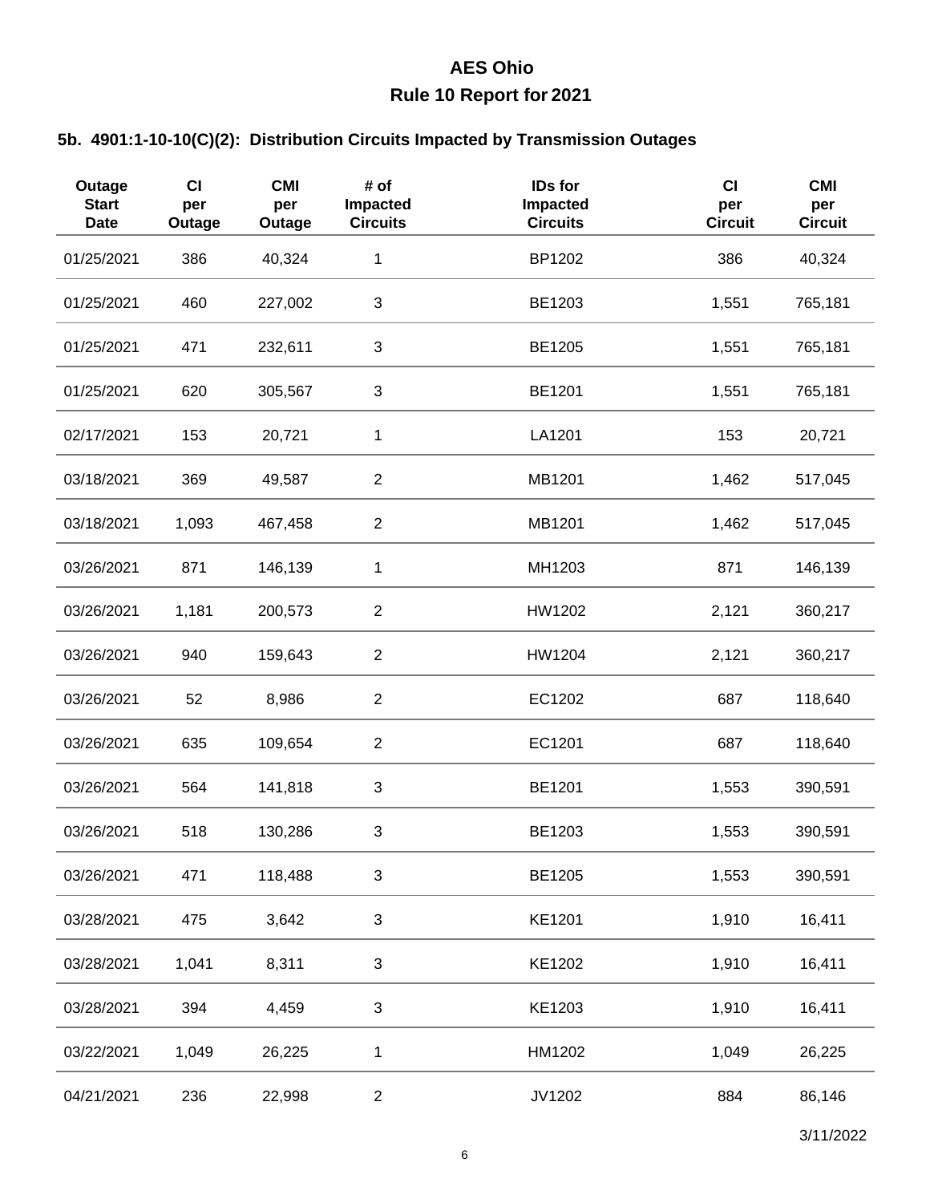# AES Ohio

## Rule 10 Report for 2021

### 5b. 4901:1-10-10(C)(2): Distribution Circuits Impacted by Transmission Outages

| Outage Start Date | CI per Outage | CMI per Outage | # of Impacted Circuits | IDs for Impacted Circuits | CI per Circuit | CMI per Circuit |
|---|---|---|---|---|---|---|
| 01/25/2021 | 386 | 40,324 | 1 | BP1202 | 386 | 40,324 |
| 01/25/2021 | 460 | 227,002 | 3 | BE1203 | 1,551 | 765,181 |
| 01/25/2021 | 471 | 232,611 | 3 | BE1205 | 1,551 | 765,181 |
| 01/25/2021 | 620 | 305,567 | 3 | BE1201 | 1,551 | 765,181 |
| 02/17/2021 | 153 | 20,721 | 1 | LA1201 | 153 | 20,721 |
| 03/18/2021 | 369 | 49,587 | 2 | MB1201 | 1,462 | 517,045 |
| 03/18/2021 | 1,093 | 467,458 | 2 | MB1201 | 1,462 | 517,045 |
| 03/26/2021 | 871 | 146,139 | 1 | MH1203 | 871 | 146,139 |
| 03/26/2021 | 1,181 | 200,573 | 2 | HW1202 | 2,121 | 360,217 |
| 03/26/2021 | 940 | 159,643 | 2 | HW1204 | 2,121 | 360,217 |
| 03/26/2021 | 52 | 8,986 | 2 | EC1202 | 687 | 118,640 |
| 03/26/2021 | 635 | 109,654 | 2 | EC1201 | 687 | 118,640 |
| 03/26/2021 | 564 | 141,818 | 3 | BE1201 | 1,553 | 390,591 |
| 03/26/2021 | 518 | 130,286 | 3 | BE1203 | 1,553 | 390,591 |
| 03/26/2021 | 471 | 118,488 | 3 | BE1205 | 1,553 | 390,591 |
| 03/28/2021 | 475 | 3,642 | 3 | KE1201 | 1,910 | 16,411 |
| 03/28/2021 | 1,041 | 8,311 | 3 | KE1202 | 1,910 | 16,411 |
| 03/28/2021 | 394 | 4,459 | 3 | KE1203 | 1,910 | 16,411 |
| 03/22/2021 | 1,049 | 26,225 | 1 | HM1202 | 1,049 | 26,225 |
| 04/21/2021 | 236 | 22,998 | 2 | JV1202 | 884 | 86,146 |

3/11/2022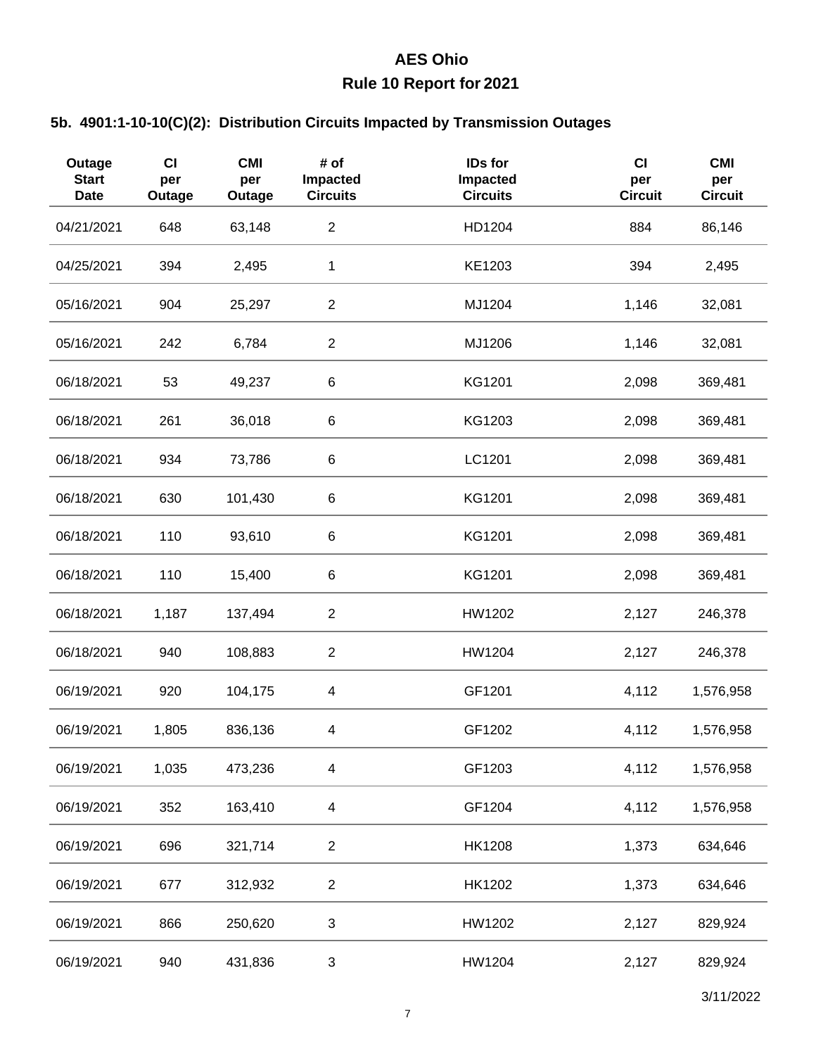# AES Ohio

## Rule 10 Report for 2021

### 5b. 4901:1-10-10(C)(2): Distribution Circuits Impacted by Transmission Outages

| Outage Start Date | CI per Outage | CMI per Outage | # of Impacted Circuits | IDs for Impacted Circuits | CI per Circuit | CMI per Circuit |
|---|---|---|---|---|---|---|
| 04/21/2021 | 648 | 63,148 | 2 | HD1204 | 884 | 86,146 |
| 04/25/2021 | 394 | 2,495 | 1 | KE1203 | 394 | 2,495 |
| 05/16/2021 | 904 | 25,297 | 2 | MJ1204 | 1,146 | 32,081 |
| 05/16/2021 | 242 | 6,784 | 2 | MJ1206 | 1,146 | 32,081 |
| 06/18/2021 | 53 | 49,237 | 6 | KG1201 | 2,098 | 369,481 |
| 06/18/2021 | 261 | 36,018 | 6 | KG1203 | 2,098 | 369,481 |
| 06/18/2021 | 934 | 73,786 | 6 | LC1201 | 2,098 | 369,481 |
| 06/18/2021 | 630 | 101,430 | 6 | KG1201 | 2,098 | 369,481 |
| 06/18/2021 | 110 | 93,610 | 6 | KG1201 | 2,098 | 369,481 |
| 06/18/2021 | 110 | 15,400 | 6 | KG1201 | 2,098 | 369,481 |
| 06/18/2021 | 1,187 | 137,494 | 2 | HW1202 | 2,127 | 246,378 |
| 06/18/2021 | 940 | 108,883 | 2 | HW1204 | 2,127 | 246,378 |
| 06/19/2021 | 920 | 104,175 | 4 | GF1201 | 4,112 | 1,576,958 |
| 06/19/2021 | 1,805 | 836,136 | 4 | GF1202 | 4,112 | 1,576,958 |
| 06/19/2021 | 1,035 | 473,236 | 4 | GF1203 | 4,112 | 1,576,958 |
| 06/19/2021 | 352 | 163,410 | 4 | GF1204 | 4,112 | 1,576,958 |
| 06/19/2021 | 696 | 321,714 | 2 | HK1208 | 1,373 | 634,646 |
| 06/19/2021 | 677 | 312,932 | 2 | HK1202 | 1,373 | 634,646 |
| 06/19/2021 | 866 | 250,620 | 3 | HW1202 | 2,127 | 829,924 |
| 06/19/2021 | 940 | 431,836 | 3 | HW1204 | 2,127 | 829,924 |

3/11/2022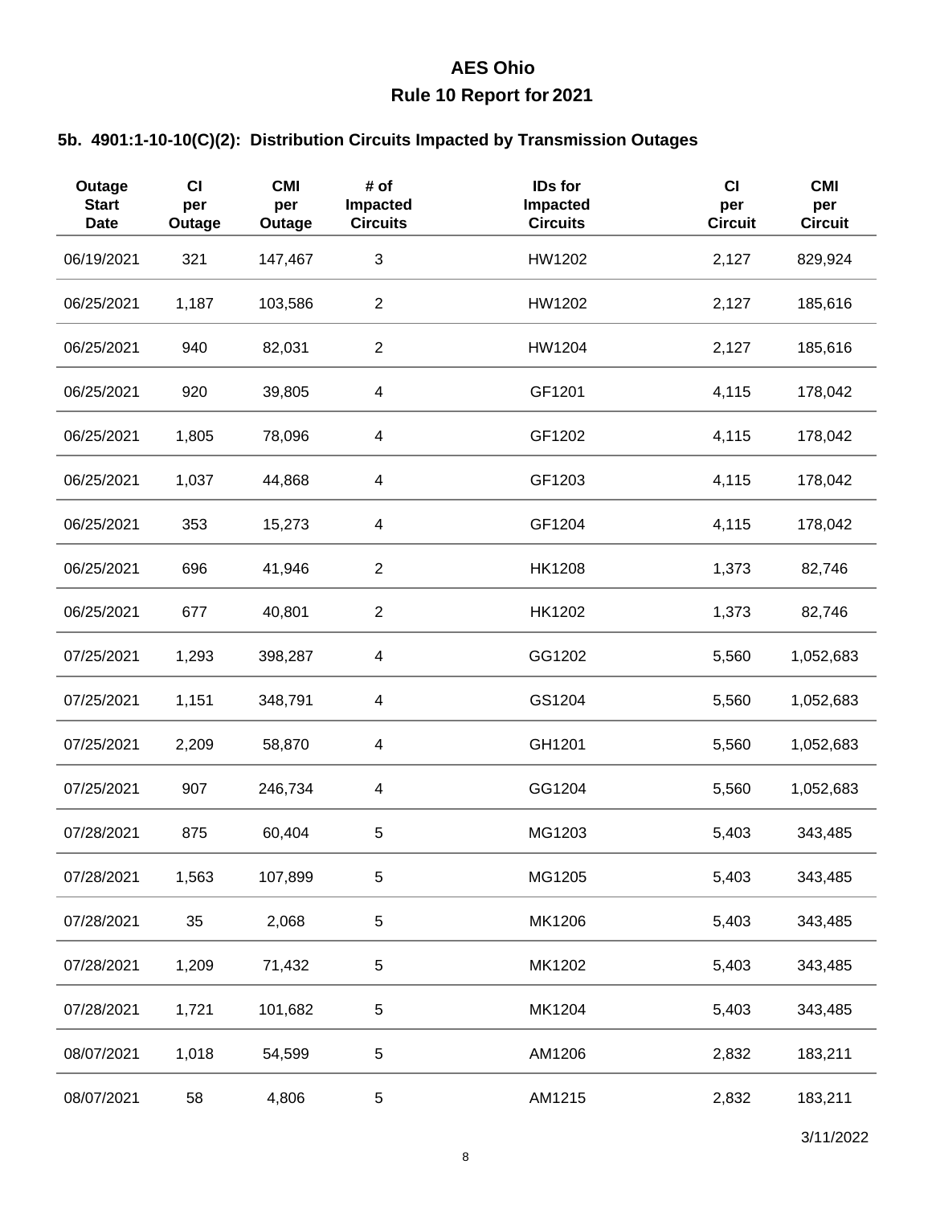# AES Ohio

## Rule 10 Report for 2021

### 5b. 4901:1-10-10(C)(2): Distribution Circuits Impacted by Transmission Outages

| Outage Start Date | CI per Outage | CMI per Outage | # of Impacted Circuits | IDs for Impacted Circuits | CI per Circuit | CMI per Circuit |
|---|---|---|---|---|---|---|
| 06/19/2021 | 321 | 147,467 | 3 | HW1202 | 2,127 | 829,924 |
| 06/25/2021 | 1,187 | 103,586 | 2 | HW1202 | 2,127 | 185,616 |
| 06/25/2021 | 940 | 82,031 | 2 | HW1204 | 2,127 | 185,616 |
| 06/25/2021 | 920 | 39,805 | 4 | GF1201 | 4,115 | 178,042 |
| 06/25/2021 | 1,805 | 78,096 | 4 | GF1202 | 4,115 | 178,042 |
| 06/25/2021 | 1,037 | 44,868 | 4 | GF1203 | 4,115 | 178,042 |
| 06/25/2021 | 353 | 15,273 | 4 | GF1204 | 4,115 | 178,042 |
| 06/25/2021 | 696 | 41,946 | 2 | HK1208 | 1,373 | 82,746 |
| 06/25/2021 | 677 | 40,801 | 2 | HK1202 | 1,373 | 82,746 |
| 07/25/2021 | 1,293 | 398,287 | 4 | GG1202 | 5,560 | 1,052,683 |
| 07/25/2021 | 1,151 | 348,791 | 4 | GS1204 | 5,560 | 1,052,683 |
| 07/25/2021 | 2,209 | 58,870 | 4 | GH1201 | 5,560 | 1,052,683 |
| 07/25/2021 | 907 | 246,734 | 4 | GG1204 | 5,560 | 1,052,683 |
| 07/28/2021 | 875 | 60,404 | 5 | MG1203 | 5,403 | 343,485 |
| 07/28/2021 | 1,563 | 107,899 | 5 | MG1205 | 5,403 | 343,485 |
| 07/28/2021 | 35 | 2,068 | 5 | MK1206 | 5,403 | 343,485 |
| 07/28/2021 | 1,209 | 71,432 | 5 | MK1202 | 5,403 | 343,485 |
| 07/28/2021 | 1,721 | 101,682 | 5 | MK1204 | 5,403 | 343,485 |
| 08/07/2021 | 1,018 | 54,599 | 5 | AM1206 | 2,832 | 183,211 |
| 08/07/2021 | 58 | 4,806 | 5 | AM1215 | 2,832 | 183,211 |

3/11/2022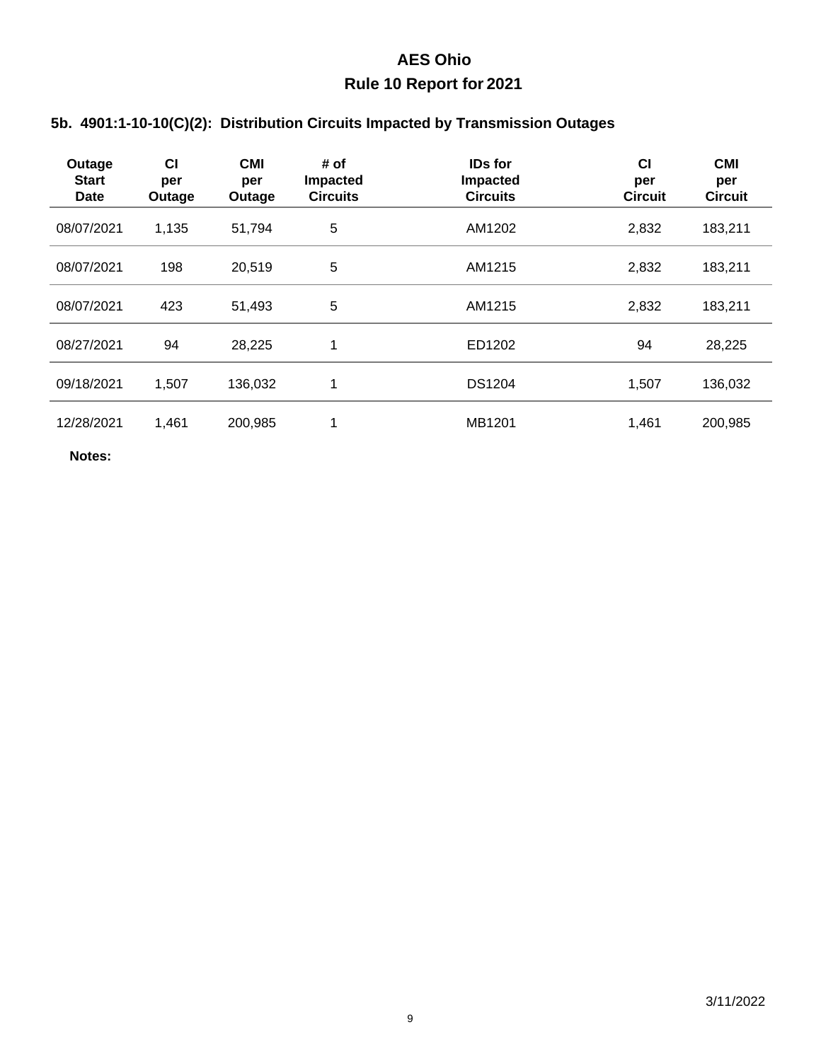# AES Ohio

## Rule 10 Report for 2021

### 5b. 4901:1-10-10(C)(2): Distribution Circuits Impacted by Transmission Outages

| Outage Start Date | CI per Outage | CMI per Outage | # of Impacted Circuits | IDs for Impacted Circuits | CI per Circuit | CMI per Circuit |
|---|---|---|---|---|---|---|
| 08/07/2021 | 1,135 | 51,794 | 5 | AM1202 | 2,832 | 183,211 |
| 08/07/2021 | 198 | 20,519 | 5 | AM1215 | 2,832 | 183,211 |
| 08/07/2021 | 423 | 51,493 | 5 | AM1215 | 2,832 | 183,211 |
| 08/27/2021 | 94 | 28,225 | 1 | ED1202 | 94 | 28,225 |
| 09/18/2021 | 1,507 | 136,032 | 1 | DS1204 | 1,507 | 136,032 |
| 12/28/2021 | 1,461 | 200,985 | 1 | MB1201 | 1,461 | 200,985 |

**Notes:**

3/11/2022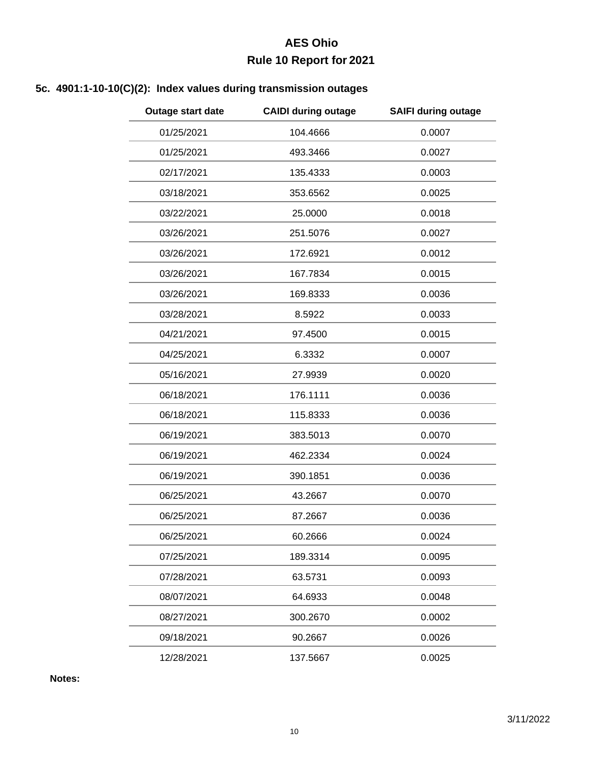# AES Ohio

## Rule 10 Report for 2021

### 5c. 4901:1-10-10(C)(2): Index values during transmission outages

| Outage start date | CAIDI during outage | SAIFI during outage |
|---|---|---|
| 01/25/2021 | 104.4666 | 0.0007 |
| 01/25/2021 | 493.3466 | 0.0027 |
| 02/17/2021 | 135.4333 | 0.0003 |
| 03/18/2021 | 353.6562 | 0.0025 |
| 03/22/2021 | 25.0000 | 0.0018 |
| 03/26/2021 | 251.5076 | 0.0027 |
| 03/26/2021 | 172.6921 | 0.0012 |
| 03/26/2021 | 167.7834 | 0.0015 |
| 03/26/2021 | 169.8333 | 0.0036 |
| 03/28/2021 | 8.5922 | 0.0033 |
| 04/21/2021 | 97.4500 | 0.0015 |
| 04/25/2021 | 6.3332 | 0.0007 |
| 05/16/2021 | 27.9939 | 0.0020 |
| 06/18/2021 | 176.1111 | 0.0036 |
| 06/18/2021 | 115.8333 | 0.0036 |
| 06/19/2021 | 383.5013 | 0.0070 |
| 06/19/2021 | 462.2334 | 0.0024 |
| 06/19/2021 | 390.1851 | 0.0036 |
| 06/25/2021 | 43.2667 | 0.0070 |
| 06/25/2021 | 87.2667 | 0.0036 |
| 06/25/2021 | 60.2666 | 0.0024 |
| 07/25/2021 | 189.3314 | 0.0095 |
| 07/28/2021 | 63.5731 | 0.0093 |
| 08/07/2021 | 64.6933 | 0.0048 |
| 08/27/2021 | 300.2670 | 0.0002 |
| 09/18/2021 | 90.2667 | 0.0026 |
| 12/28/2021 | 137.5667 | 0.0025 |

**Notes:**

3/11/2022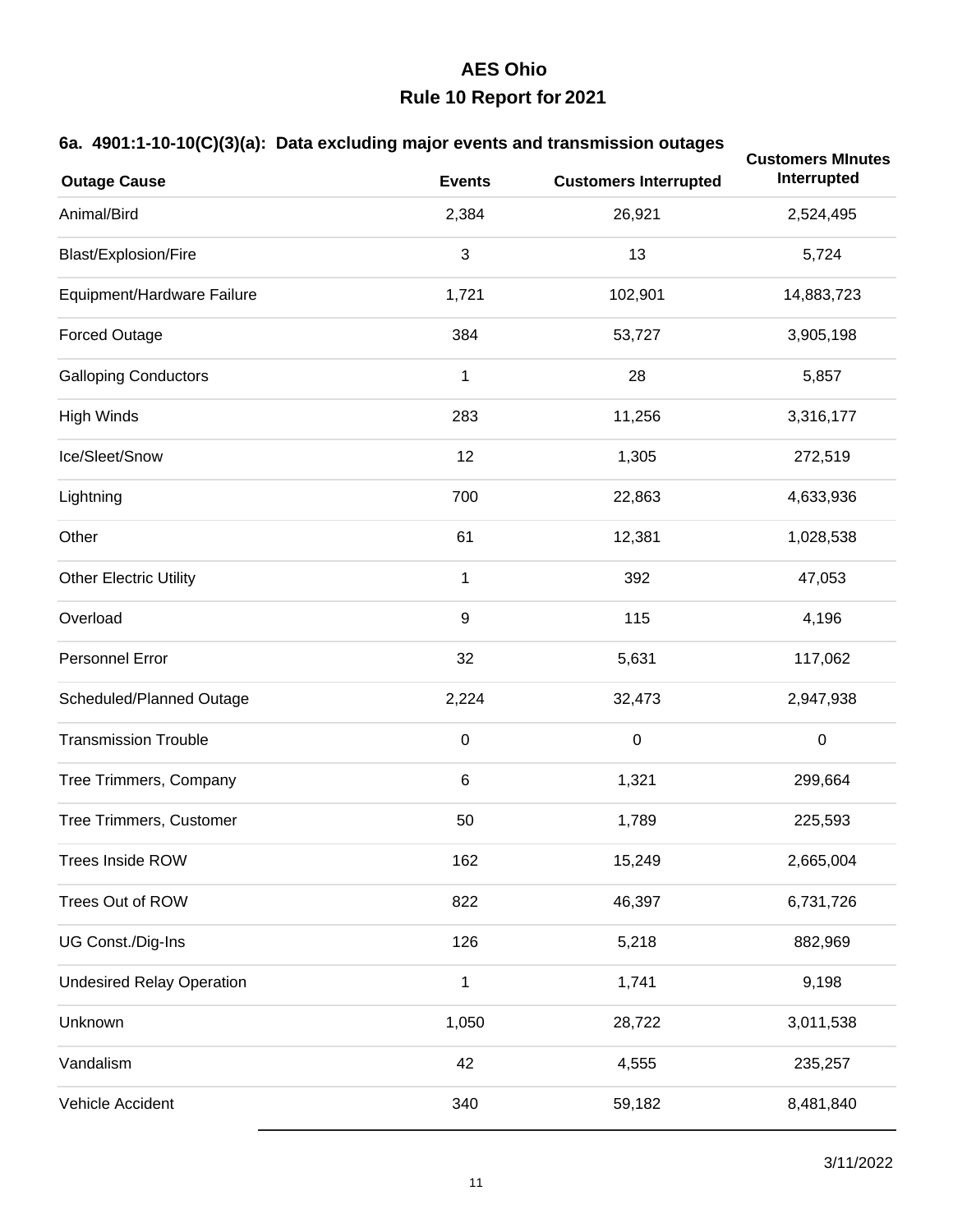# AES Ohio
## Rule 10 Report for 2021

### 6a. 4901:1-10-10(C)(3)(a): Data excluding major events and transmission outages

| Outage Cause | Events | Customers Interrupted | Customers MInutes Interrupted |
|---|---|---|---|
| Animal/Bird | 2,384 | 26,921 | 2,524,495 |
| Blast/Explosion/Fire | 3 | 13 | 5,724 |
| Equipment/Hardware Failure | 1,721 | 102,901 | 14,883,723 |
| Forced Outage | 384 | 53,727 | 3,905,198 |
| Galloping Conductors | 1 | 28 | 5,857 |
| High Winds | 283 | 11,256 | 3,316,177 |
| Ice/Sleet/Snow | 12 | 1,305 | 272,519 |
| Lightning | 700 | 22,863 | 4,633,936 |
| Other | 61 | 12,381 | 1,028,538 |
| Other Electric Utility | 1 | 392 | 47,053 |
| Overload | 9 | 115 | 4,196 |
| Personnel Error | 32 | 5,631 | 117,062 |
| Scheduled/Planned Outage | 2,224 | 32,473 | 2,947,938 |
| Transmission Trouble | 0 | 0 | 0 |
| Tree Trimmers, Company | 6 | 1,321 | 299,664 |
| Tree Trimmers, Customer | 50 | 1,789 | 225,593 |
| Trees Inside ROW | 162 | 15,249 | 2,665,004 |
| Trees Out of ROW | 822 | 46,397 | 6,731,726 |
| UG Const./Dig-Ins | 126 | 5,218 | 882,969 |
| Undesired Relay Operation | 1 | 1,741 | 9,198 |
| Unknown | 1,050 | 28,722 | 3,011,538 |
| Vandalism | 42 | 4,555 | 235,257 |
| Vehicle Accident | 340 | 59,182 | 8,481,840 |

3/11/2022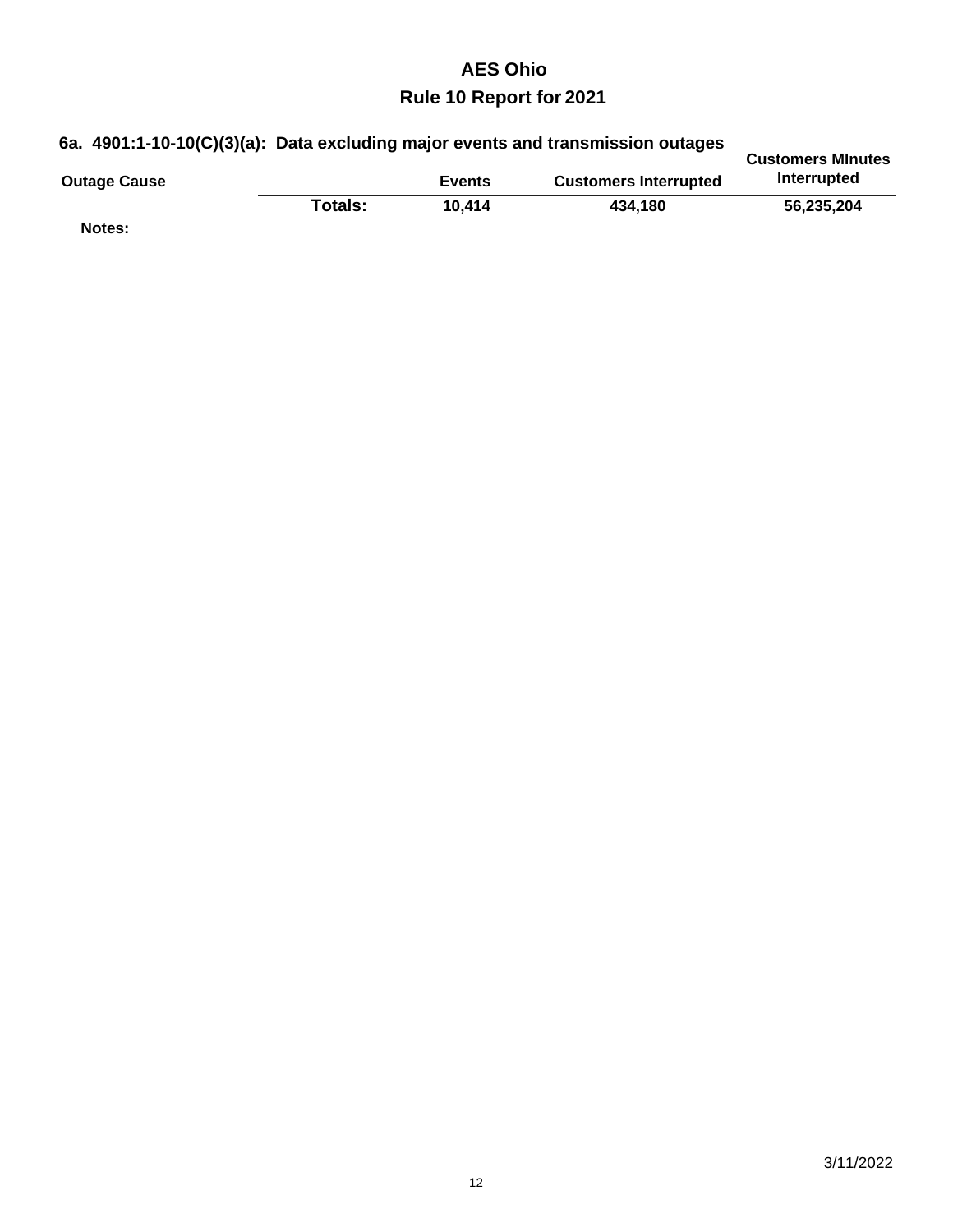# AES Ohio

## Rule 10 Report for 2021

### 6a. 4901:1-10-10(C)(3)(a): Data excluding major events and transmission outages

| Outage Cause | | Events | Customers Interrupted | Customers MInutes Interrupted |
|---|---|---|---|---|
| | **Totals:** | **10,414** | **434,180** | **56,235,204** |

**Notes:**

3/11/2022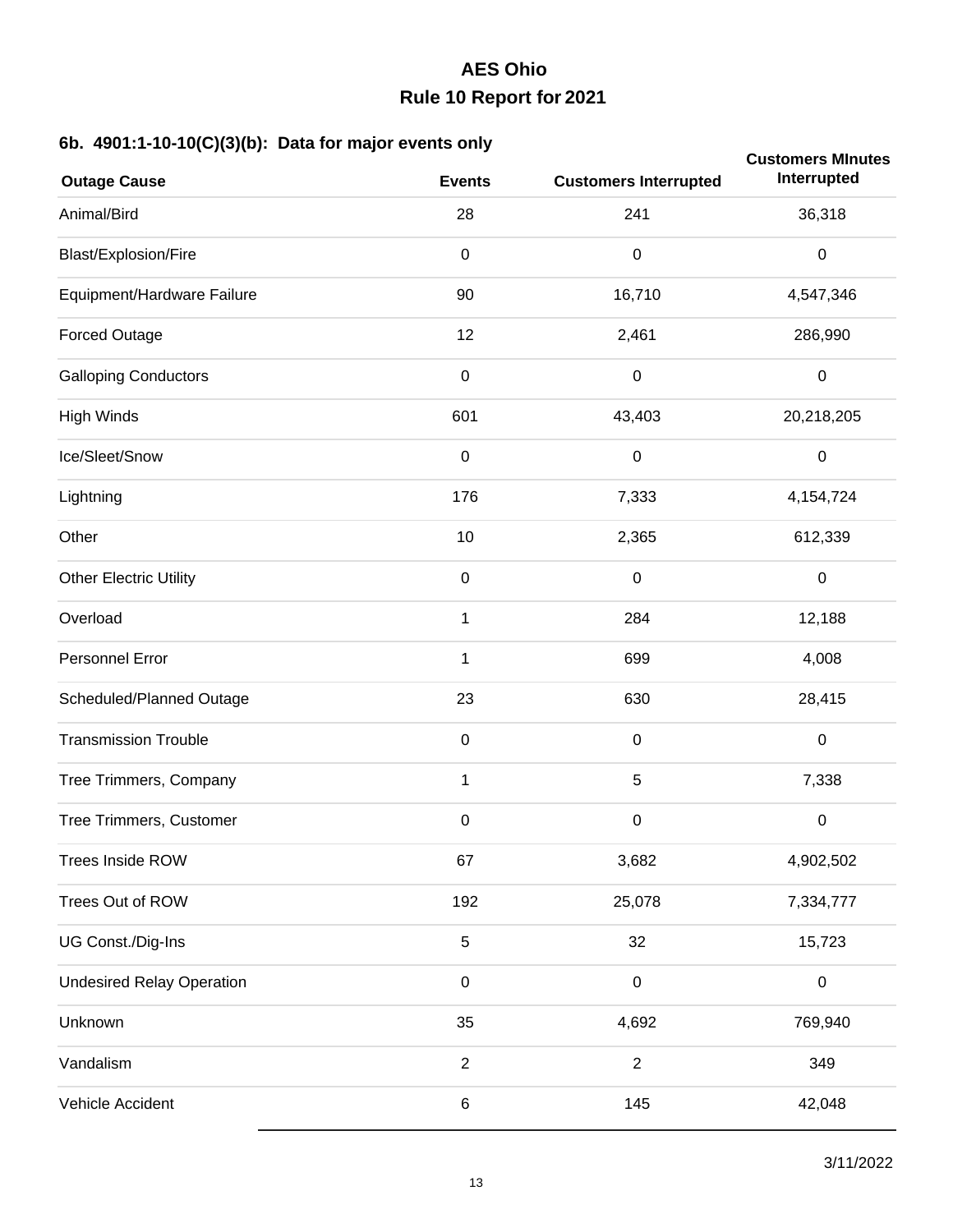# AES Ohio

## Rule 10 Report for 2021

### 6b. 4901:1-10-10(C)(3)(b): Data for major events only

| Outage Cause | Events | Customers Interrupted | Customers MInutes Interrupted |
|---|---|---|---|
| Animal/Bird | 28 | 241 | 36,318 |
| Blast/Explosion/Fire | 0 | 0 | 0 |
| Equipment/Hardware Failure | 90 | 16,710 | 4,547,346 |
| Forced Outage | 12 | 2,461 | 286,990 |
| Galloping Conductors | 0 | 0 | 0 |
| High Winds | 601 | 43,403 | 20,218,205 |
| Ice/Sleet/Snow | 0 | 0 | 0 |
| Lightning | 176 | 7,333 | 4,154,724 |
| Other | 10 | 2,365 | 612,339 |
| Other Electric Utility | 0 | 0 | 0 |
| Overload | 1 | 284 | 12,188 |
| Personnel Error | 1 | 699 | 4,008 |
| Scheduled/Planned Outage | 23 | 630 | 28,415 |
| Transmission Trouble | 0 | 0 | 0 |
| Tree Trimmers, Company | 1 | 5 | 7,338 |
| Tree Trimmers, Customer | 0 | 0 | 0 |
| Trees Inside ROW | 67 | 3,682 | 4,902,502 |
| Trees Out of ROW | 192 | 25,078 | 7,334,777 |
| UG Const./Dig-Ins | 5 | 32 | 15,723 |
| Undesired Relay Operation | 0 | 0 | 0 |
| Unknown | 35 | 4,692 | 769,940 |
| Vandalism | 2 | 2 | 349 |
| Vehicle Accident | 6 | 145 | 42,048 |

3/11/2022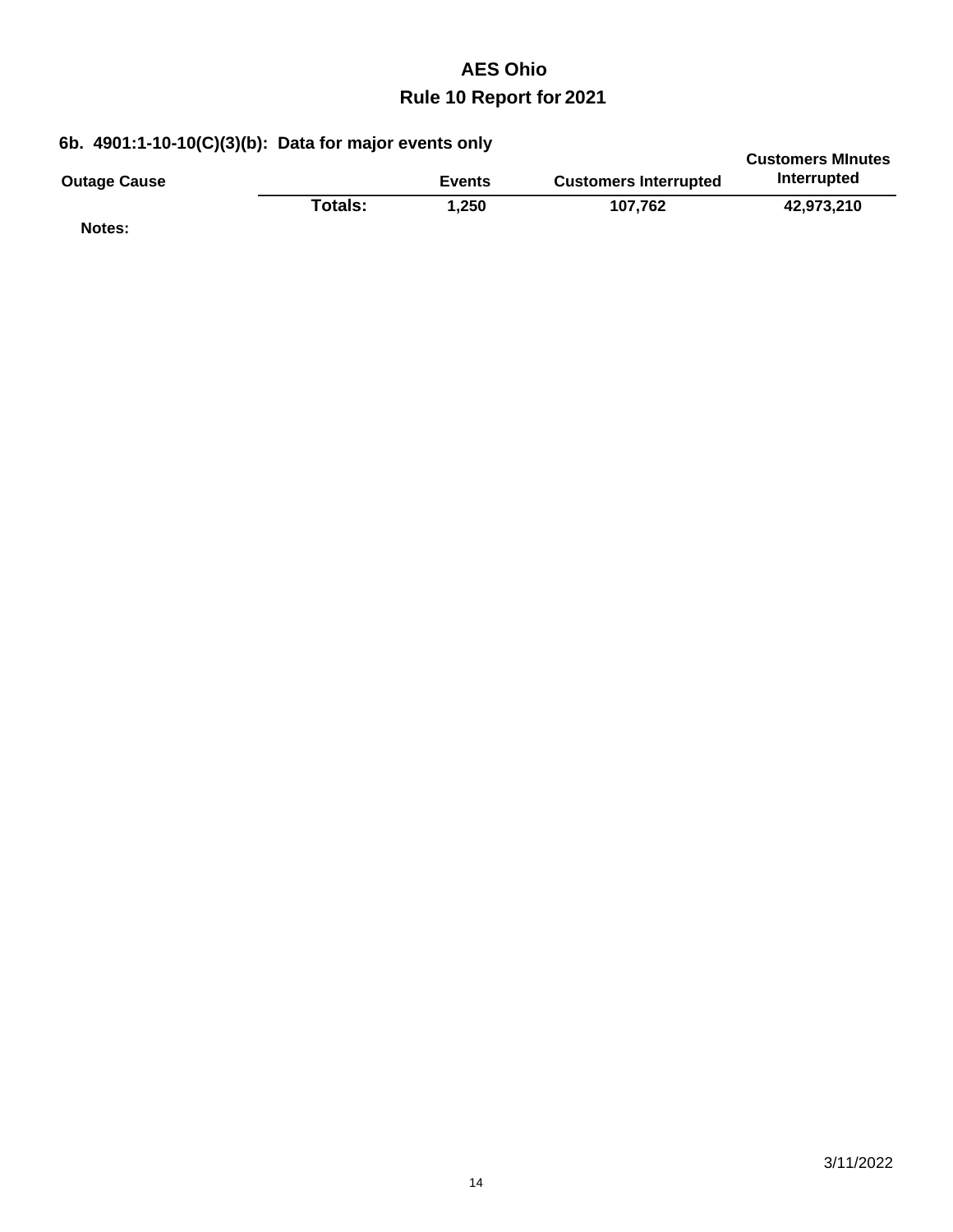# AES Ohio

## Rule 10 Report for 2021

### 6b. 4901:1-10-10(C)(3)(b): Data for major events only

| Outage Cause | | Events | Customers Interrupted | Customers MInutes Interrupted |
|---|---|---|---|---|
| | **Totals:** | **1,250** | **107,762** | **42,973,210** |

**Notes:**

3/11/2022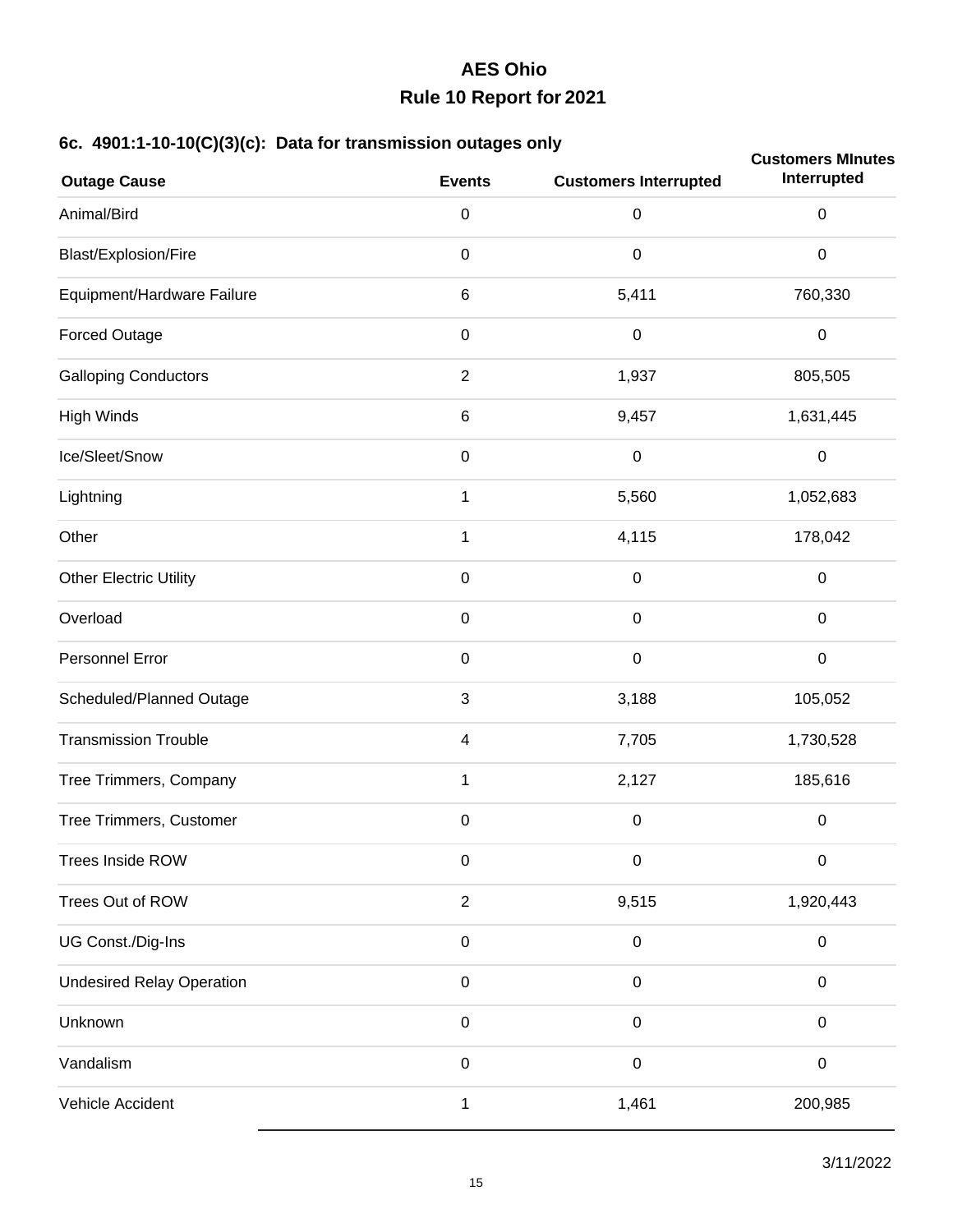# AES Ohio

## Rule 10 Report for 2021

### 6c. 4901:1-10-10(C)(3)(c): Data for transmission outages only

| Outage Cause | Events | Customers Interrupted | Customers MInutes Interrupted |
|---|---|---|---|
| Animal/Bird | 0 | 0 | 0 |
| Blast/Explosion/Fire | 0 | 0 | 0 |
| Equipment/Hardware Failure | 6 | 5,411 | 760,330 |
| Forced Outage | 0 | 0 | 0 |
| Galloping Conductors | 2 | 1,937 | 805,505 |
| High Winds | 6 | 9,457 | 1,631,445 |
| Ice/Sleet/Snow | 0 | 0 | 0 |
| Lightning | 1 | 5,560 | 1,052,683 |
| Other | 1 | 4,115 | 178,042 |
| Other Electric Utility | 0 | 0 | 0 |
| Overload | 0 | 0 | 0 |
| Personnel Error | 0 | 0 | 0 |
| Scheduled/Planned Outage | 3 | 3,188 | 105,052 |
| Transmission Trouble | 4 | 7,705 | 1,730,528 |
| Tree Trimmers, Company | 1 | 2,127 | 185,616 |
| Tree Trimmers, Customer | 0 | 0 | 0 |
| Trees Inside ROW | 0 | 0 | 0 |
| Trees Out of ROW | 2 | 9,515 | 1,920,443 |
| UG Const./Dig-Ins | 0 | 0 | 0 |
| Undesired Relay Operation | 0 | 0 | 0 |
| Unknown | 0 | 0 | 0 |
| Vandalism | 0 | 0 | 0 |
| Vehicle Accident | 1 | 1,461 | 200,985 |

3/11/2022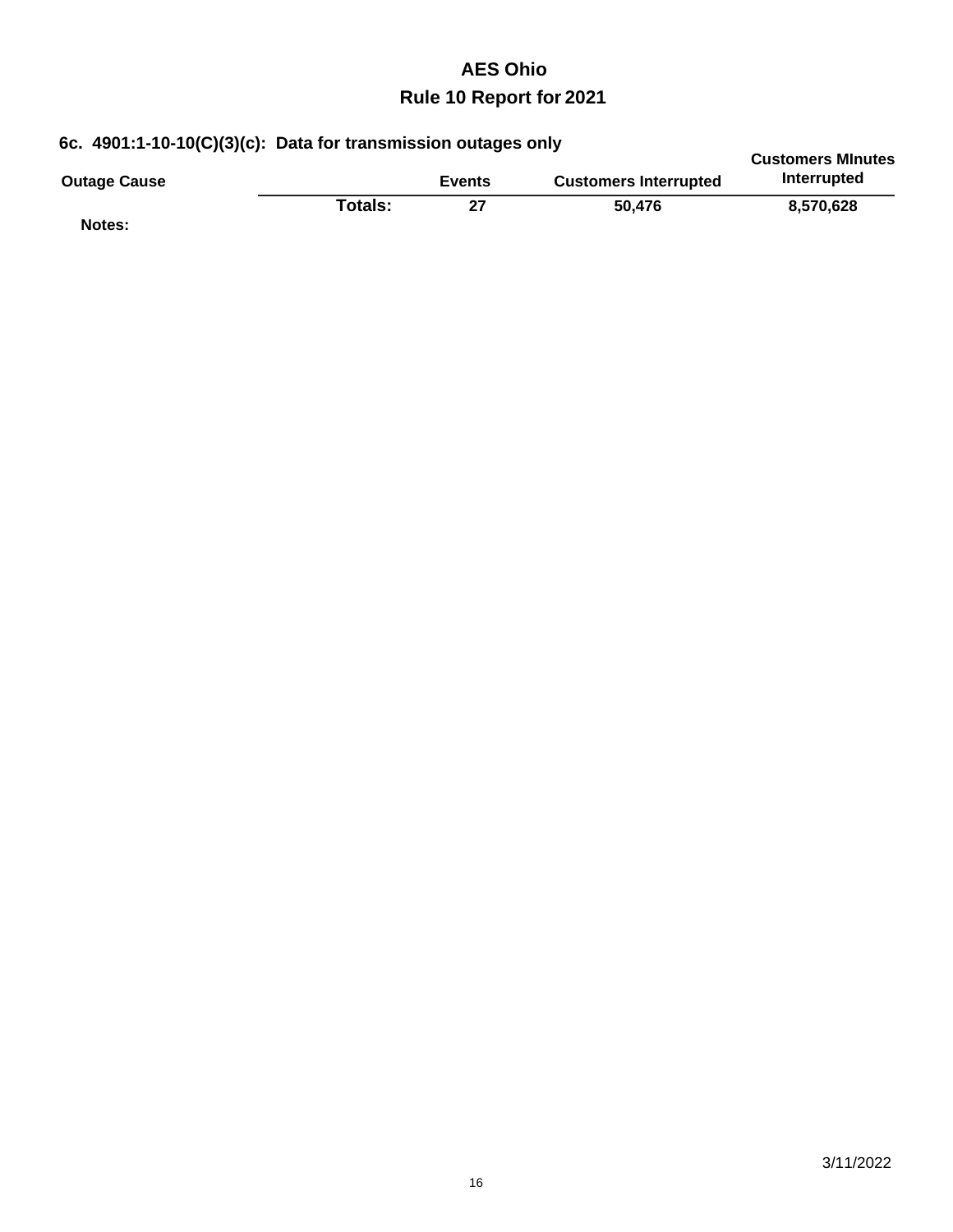# AES Ohio

## Rule 10 Report for 2021

### 6c. 4901:1-10-10(C)(3)(c): Data for transmission outages only

| Outage Cause | | Events | Customers Interrupted | Customers MInutes Interrupted |
|---|---|---|---|---|
| | **Totals:** | **27** | **50,476** | **8,570,628** |

**Notes:**

3/11/2022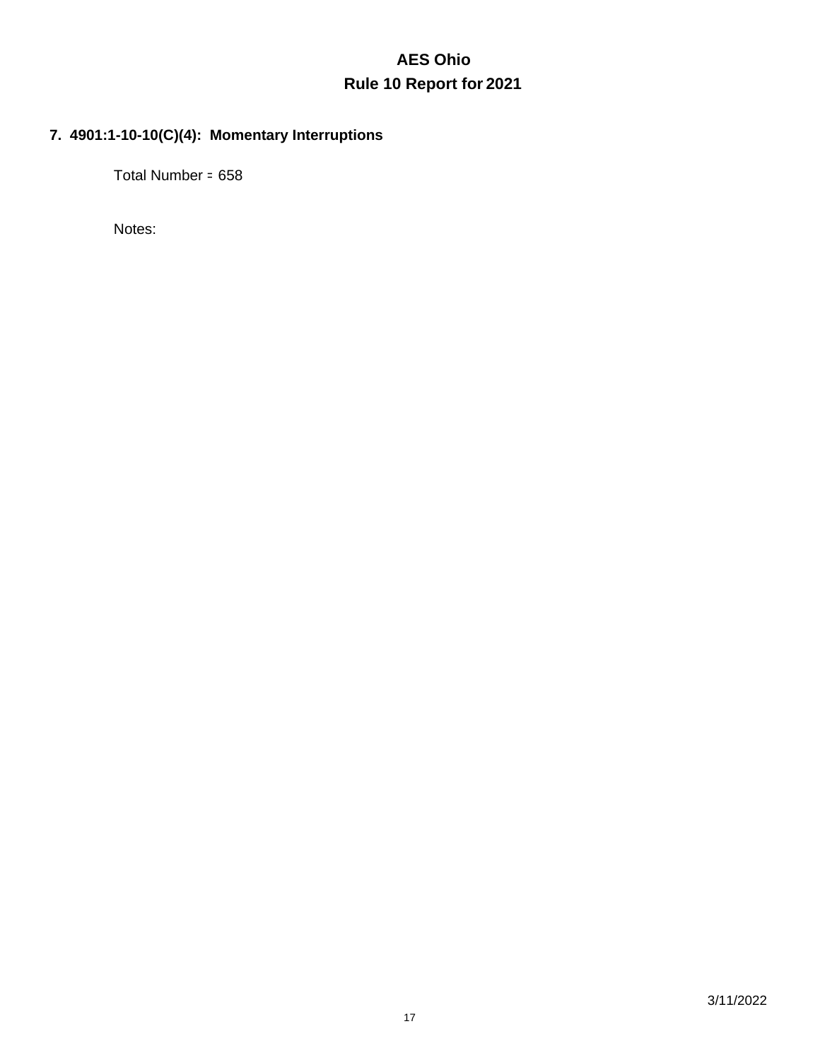# AES Ohio
## Rule 10 Report for 2021

### 7. 4901:1-10-10(C)(4): Momentary Interruptions

Total Number = 658

Notes:

3/11/2022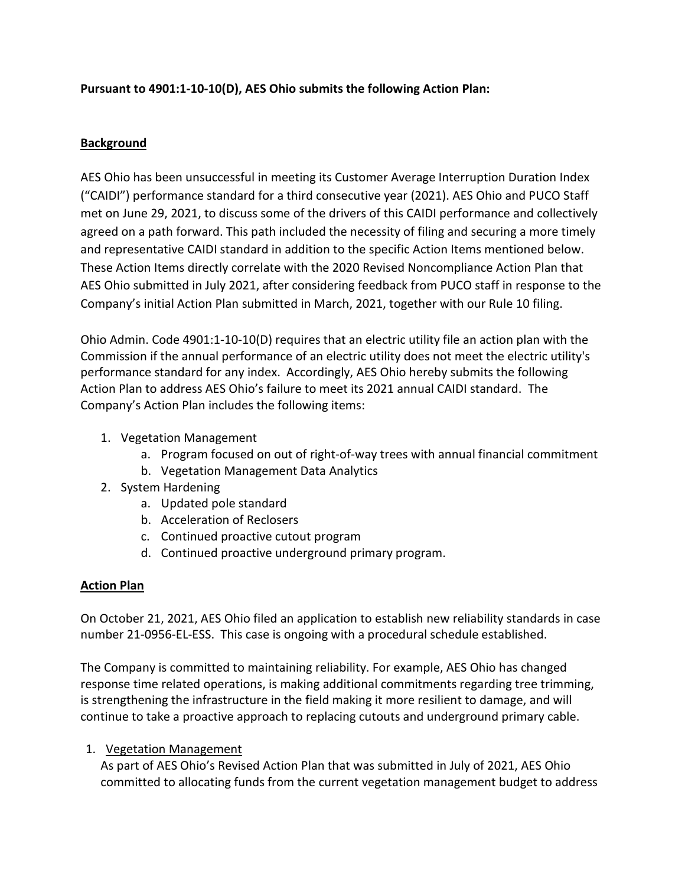**Pursuant to 4901:1-10-10(D), AES Ohio submits the following Action Plan:**

## Background

AES Ohio has been unsuccessful in meeting its Customer Average Interruption Duration Index ("CAIDI") performance standard for a third consecutive year (2021). AES Ohio and PUCO Staff met on June 29, 2021, to discuss some of the drivers of this CAIDI performance and collectively agreed on a path forward. This path included the necessity of filing and securing a more timely and representative CAIDI standard in addition to the specific Action Items mentioned below. These Action Items directly correlate with the 2020 Revised Noncompliance Action Plan that AES Ohio submitted in July 2021, after considering feedback from PUCO staff in response to the Company's initial Action Plan submitted in March, 2021, together with our Rule 10 filing.

Ohio Admin. Code 4901:1-10-10(D) requires that an electric utility file an action plan with the Commission if the annual performance of an electric utility does not meet the electric utility's performance standard for any index. Accordingly, AES Ohio hereby submits the following Action Plan to address AES Ohio's failure to meet its 2021 annual CAIDI standard. The Company's Action Plan includes the following items:

1. Vegetation Management
   a. Program focused on out of right-of-way trees with annual financial commitment
   b. Vegetation Management Data Analytics
2. System Hardening
   a. Updated pole standard
   b. Acceleration of Reclosers
   c. Continued proactive cutout program
   d. Continued proactive underground primary program.

## Action Plan

On October 21, 2021, AES Ohio filed an application to establish new reliability standards in case number 21-0956-EL-ESS. This case is ongoing with a procedural schedule established.

The Company is committed to maintaining reliability. For example, AES Ohio has changed response time related operations, is making additional commitments regarding tree trimming, is strengthening the infrastructure in the field making it more resilient to damage, and will continue to take a proactive approach to replacing cutouts and underground primary cable.

1. Vegetation Management

   As part of AES Ohio's Revised Action Plan that was submitted in July of 2021, AES Ohio committed to allocating funds from the current vegetation management budget to address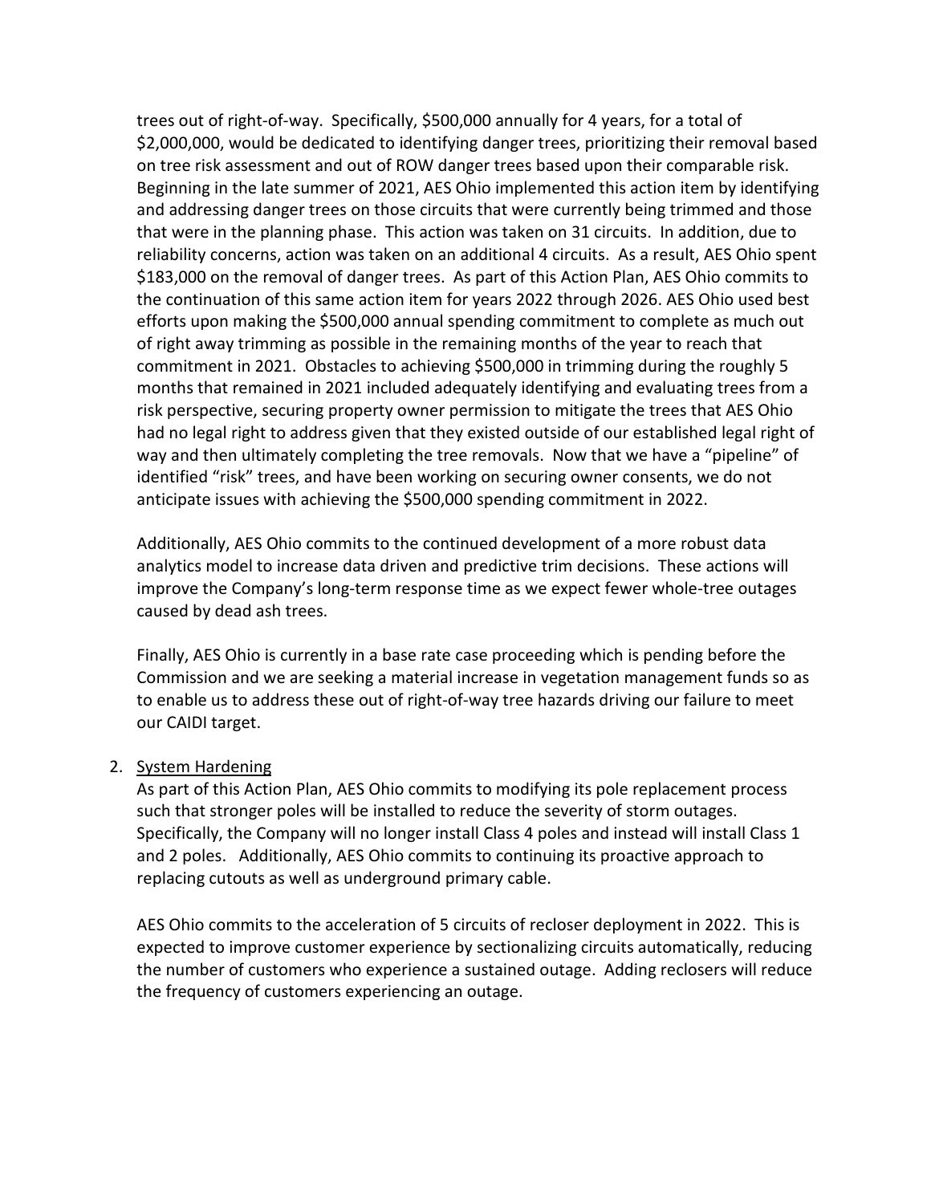trees out of right-of-way. Specifically, $500,000 annually for 4 years, for a total of $2,000,000, would be dedicated to identifying danger trees, prioritizing their removal based on tree risk assessment and out of ROW danger trees based upon their comparable risk. Beginning in the late summer of 2021, AES Ohio implemented this action item by identifying and addressing danger trees on those circuits that were currently being trimmed and those that were in the planning phase. This action was taken on 31 circuits. In addition, due to reliability concerns, action was taken on an additional 4 circuits. As a result, AES Ohio spent $183,000 on the removal of danger trees. As part of this Action Plan, AES Ohio commits to the continuation of this same action item for years 2022 through 2026. AES Ohio used best efforts upon making the $500,000 annual spending commitment to complete as much out of right away trimming as possible in the remaining months of the year to reach that commitment in 2021. Obstacles to achieving $500,000 in trimming during the roughly 5 months that remained in 2021 included adequately identifying and evaluating trees from a risk perspective, securing property owner permission to mitigate the trees that AES Ohio had no legal right to address given that they existed outside of our established legal right of way and then ultimately completing the tree removals. Now that we have a "pipeline" of identified "risk" trees, and have been working on securing owner consents, we do not anticipate issues with achieving the $500,000 spending commitment in 2022.

Additionally, AES Ohio commits to the continued development of a more robust data analytics model to increase data driven and predictive trim decisions. These actions will improve the Company's long-term response time as we expect fewer whole-tree outages caused by dead ash trees.

Finally, AES Ohio is currently in a base rate case proceeding which is pending before the Commission and we are seeking a material increase in vegetation management funds so as to enable us to address these out of right-of-way tree hazards driving our failure to meet our CAIDI target.

2. System Hardening

   As part of this Action Plan, AES Ohio commits to modifying its pole replacement process such that stronger poles will be installed to reduce the severity of storm outages. Specifically, the Company will no longer install Class 4 poles and instead will install Class 1 and 2 poles. Additionally, AES Ohio commits to continuing its proactive approach to replacing cutouts as well as underground primary cable.

   AES Ohio commits to the acceleration of 5 circuits of recloser deployment in 2022. This is expected to improve customer experience by sectionalizing circuits automatically, reducing the number of customers who experience a sustained outage. Adding reclosers will reduce the frequency of customers experiencing an outage.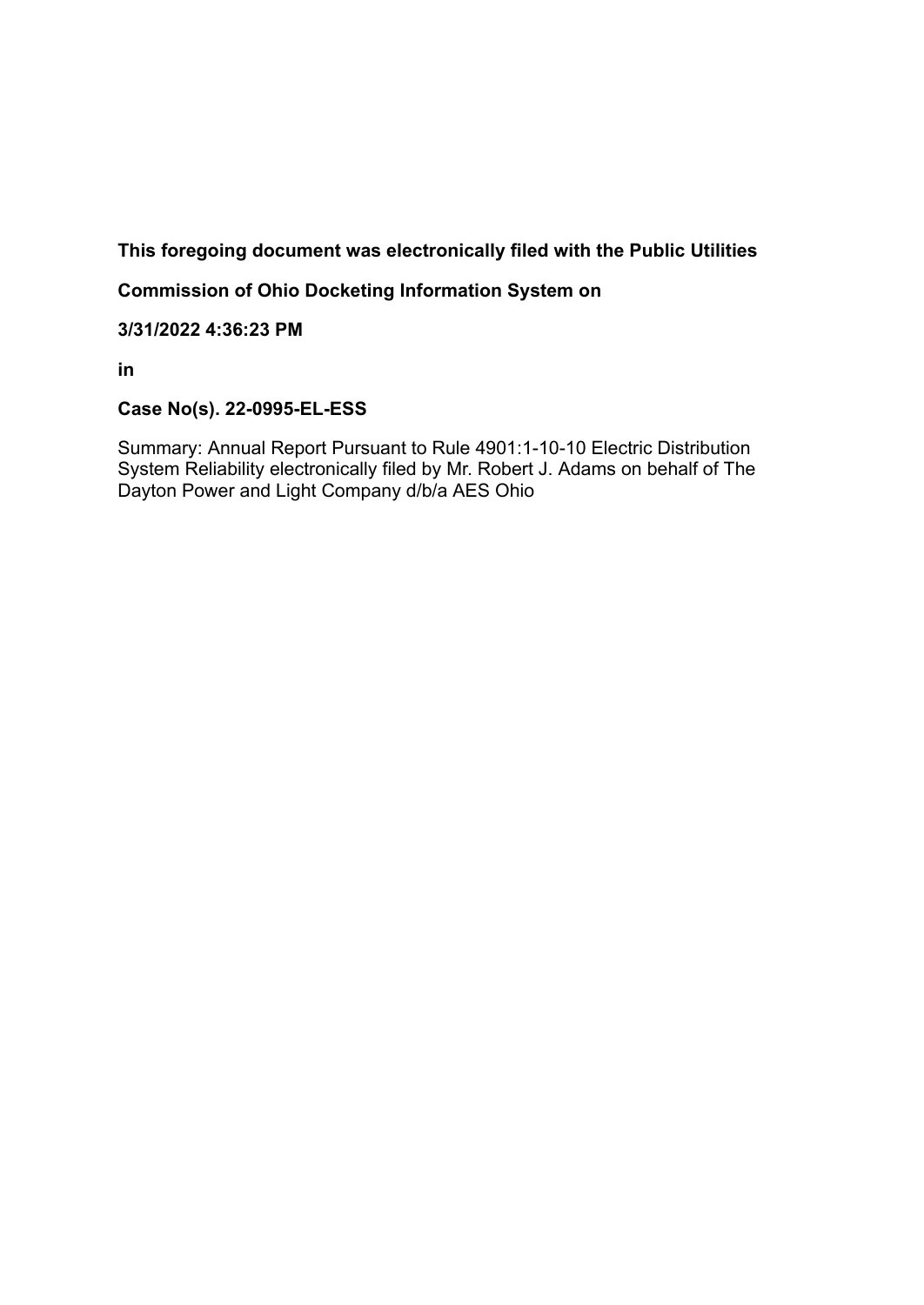**This foregoing document was electronically filed with the Public Utilities**

**Commission of Ohio Docketing Information System on**

**3/31/2022 4:36:23 PM**

**in**

**Case No(s). 22-0995-EL-ESS**

Summary: Annual Report Pursuant to Rule 4901:1-10-10 Electric Distribution System Reliability electronically filed by Mr. Robert J. Adams on behalf of The Dayton Power and Light Company d/b/a AES Ohio